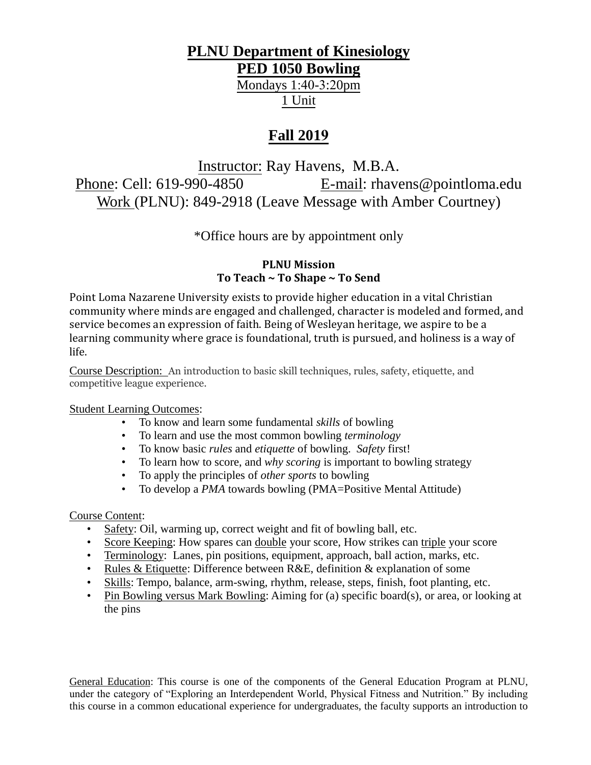# PLNU Department of Kinesiology

# PED 1050 Bowling

Mondays 1:40-3:20pm

1 Unit

## Fall 2019

Instructor: Ray Havens, M.B.A.

Phone: Cell: 619-990-4850 E-mail: rhavens@pointloma.edu

Work (PLNU): 849-2918 (Leave Message with Amber Courtney)

*Office hours are by appointment only

**PLNU Mission**
**To Teach ~ To Shape ~ To Send**

Point Loma Nazarene University exists to provide higher education in a vital Christian community where minds are engaged and challenged, character is modeled and formed, and service becomes an expression of faith. Being of Wesleyan heritage, we aspire to be a learning community where grace is foundational, truth is pursued, and holiness is a way of life.

Course Description: An introduction to basic skill techniques, rules, safety, etiquette, and competitive league experience.

Student Learning Outcomes:

- To know and learn some fundamental *skills* of bowling
- To learn and use the most common bowling *terminology*
- To know basic *rules* and *etiquette* of bowling. *Safety* first!
- To learn how to score, and *why scoring* is important to bowling strategy
- To apply the principles of *other sports* to bowling
- To develop a *PMA* towards bowling (PMA=Positive Mental Attitude)

Course Content:

- Safety: Oil, warming up, correct weight and fit of bowling ball, etc.
- Score Keeping: How spares can double your score, How strikes can triple your score
- Terminology: Lanes, pin positions, equipment, approach, ball action, marks, etc.
- Rules & Etiquette: Difference between R&E, definition & explanation of some
- Skills: Tempo, balance, arm-swing, rhythm, release, steps, finish, foot planting, etc.
- Pin Bowling versus Mark Bowling: Aiming for (a) specific board(s), or area, or looking at the pins

General Education: This course is one of the components of the General Education Program at PLNU, under the category of "Exploring an Interdependent World, Physical Fitness and Nutrition." By including this course in a common educational experience for undergraduates, the faculty supports an introduction to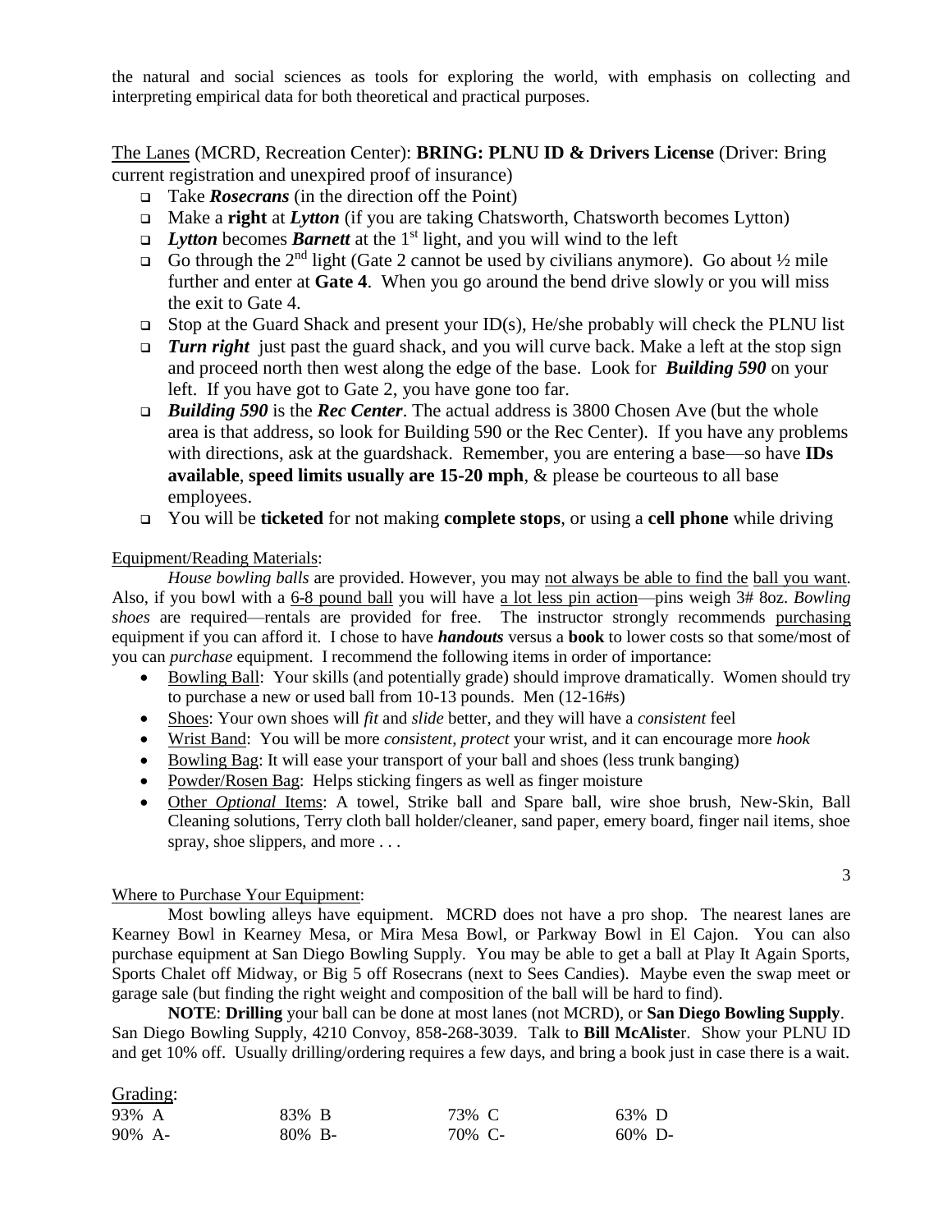the natural and social sciences as tools for exploring the world, with emphasis on collecting and interpreting empirical data for both theoretical and practical purposes.

The Lanes (MCRD, Recreation Center): **BRING: PLNU ID & Drivers License** (Driver: Bring current registration and unexpired proof of insurance)

- Take ***Rosecrans*** (in the direction off the Point)
- Make a **right** at ***Lytton*** (if you are taking Chatsworth, Chatsworth becomes Lytton)
- ***Lytton*** becomes ***Barnett*** at the 1st light, and you will wind to the left
- Go through the 2nd light (Gate 2 cannot be used by civilians anymore). Go about ½ mile further and enter at **Gate 4**. When you go around the bend drive slowly or you will miss the exit to Gate 4.
- Stop at the Guard Shack and present your ID(s), He/she probably will check the PLNU list
- ***Turn right*** just past the guard shack, and you will curve back. Make a left at the stop sign and proceed north then west along the edge of the base. Look for ***Building 590*** on your left. If you have got to Gate 2, you have gone too far.
- ***Building 590*** is the ***Rec Center***. The actual address is 3800 Chosen Ave (but the whole area is that address, so look for Building 590 or the Rec Center). If you have any problems with directions, ask at the guardshack. Remember, you are entering a base—so have **IDs available**, **speed limits usually are 15-20 mph**, & please be courteous to all base employees.
- You will be **ticketed** for not making **complete stops**, or using a **cell phone** while driving

Equipment/Reading Materials:

*House bowling balls* are provided. However, you may not always be able to find the ball you want. Also, if you bowl with a 6-8 pound ball you will have a lot less pin action—pins weigh 3# 8oz. *Bowling shoes* are required—rentals are provided for free. The instructor strongly recommends purchasing equipment if you can afford it. I chose to have ***handouts*** versus a **book** to lower costs so that some/most of you can *purchase* equipment. I recommend the following items in order of importance:

- Bowling Ball: Your skills (and potentially grade) should improve dramatically. Women should try to purchase a new or used ball from 10-13 pounds. Men (12-16#s)
- Shoes: Your own shoes will *fit* and *slide* better, and they will have a *consistent* feel
- Wrist Band: You will be more *consistent*, *protect* your wrist, and it can encourage more *hook*
- Bowling Bag: It will ease your transport of your ball and shoes (less trunk banging)
- Powder/Rosen Bag: Helps sticking fingers as well as finger moisture
- Other *Optional* Items: A towel, Strike ball and Spare ball, wire shoe brush, New-Skin, Ball Cleaning solutions, Terry cloth ball holder/cleaner, sand paper, emery board, finger nail items, shoe spray, shoe slippers, and more . . .

Where to Purchase Your Equipment:

Most bowling alleys have equipment. MCRD does not have a pro shop. The nearest lanes are Kearney Bowl in Kearney Mesa, or Mira Mesa Bowl, or Parkway Bowl in El Cajon. You can also purchase equipment at San Diego Bowling Supply. You may be able to get a ball at Play It Again Sports, Sports Chalet off Midway, or Big 5 off Rosecrans (next to Sees Candies). Maybe even the swap meet or garage sale (but finding the right weight and composition of the ball will be hard to find).

**NOTE**: **Drilling** your ball can be done at most lanes (not MCRD), or **San Diego Bowling Supply**. San Diego Bowling Supply, 4210 Convoy, 858-268-3039. Talk to **Bill McAliste**r. Show your PLNU ID and get 10% off. Usually drilling/ordering requires a few days, and bring a book just in case there is a wait.

Grading:

| | | | |
|---|---|---|---|
| 93% A | 83% B | 73% C | 63% D |
| 90% A- | 80% B- | 70% C- | 60% D- |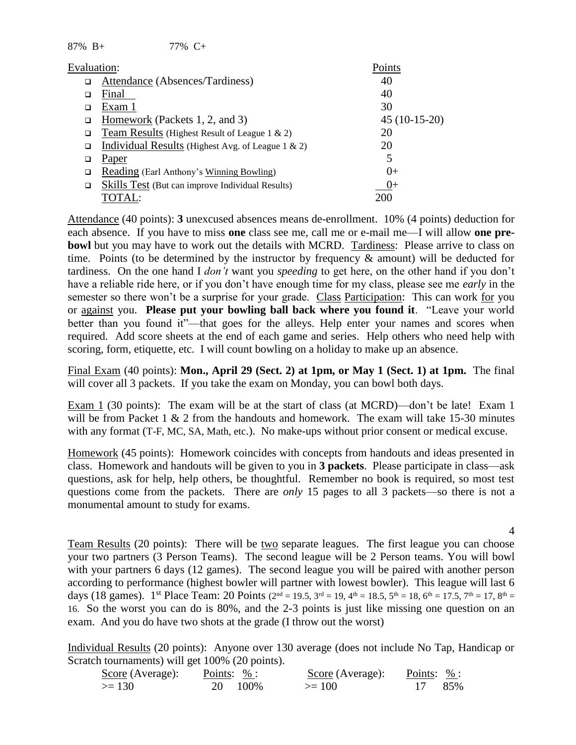87% B+ 77% C+

| Evaluation: | Points |
|---|---|
| ❑ Attendance (Absences/Tardiness) | 40 |
| ❑ Final | 40 |
| ❑ Exam 1 | 30 |
| ❑ Homework (Packets 1, 2, and 3) | 45 (10-15-20) |
| ❑ Team Results (Highest Result of League 1 & 2) | 20 |
| ❑ Individual Results (Highest Avg. of League 1 & 2) | 20 |
| ❑ Paper | 5 |
| ❑ Reading (Earl Anthony's Winning Bowling) | 0+ |
| ❑ Skills Test (But can improve Individual Results) | 0+ |
| TOTAL: | 200 |

Attendance (40 points): **3** unexcused absences means de-enrollment. 10% (4 points) deduction for each absence. If you have to miss **one** class see me, call me or e-mail me—I will allow **one pre-bowl** but you may have to work out the details with MCRD. Tardiness: Please arrive to class on time. Points (to be determined by the instructor by frequency & amount) will be deducted for tardiness. On the one hand I *don't* want you *speeding* to get here, on the other hand if you don't have a reliable ride here, or if you don't have enough time for my class, please see me *early* in the semester so there won't be a surprise for your grade. Class Participation: This can work for you or against you. **Please put your bowling ball back where you found it**. "Leave your world better than you found it"—that goes for the alleys. Help enter your names and scores when required. Add score sheets at the end of each game and series. Help others who need help with scoring, form, etiquette, etc. I will count bowling on a holiday to make up an absence.

Final Exam (40 points): **Mon., April 29 (Sect. 2) at 1pm, or May 1 (Sect. 1) at 1pm.** The final will cover all 3 packets. If you take the exam on Monday, you can bowl both days.

Exam 1 (30 points): The exam will be at the start of class (at MCRD)—don't be late! Exam 1 will be from Packet 1 & 2 from the handouts and homework. The exam will take 15-30 minutes with any format (T-F, MC, SA, Math, etc.). No make-ups without prior consent or medical excuse.

Homework (45 points): Homework coincides with concepts from handouts and ideas presented in class. Homework and handouts will be given to you in **3 packets**. Please participate in class—ask questions, ask for help, help others, be thoughtful. Remember no book is required, so most test questions come from the packets. There are *only* 15 pages to all 3 packets—so there is not a monumental amount to study for exams.

Team Results (20 points): There will be two separate leagues. The first league you can choose your two partners (3 Person Teams). The second league will be 2 Person teams. You will bowl with your partners 6 days (12 games). The second league you will be paired with another person according to performance (highest bowler will partner with lowest bowler). This league will last 6 days (18 games). 1st Place Team: 20 Points (2nd = 19.5, 3rd = 19, 4th = 18.5, 5th = 18, 6th = 17.5, 7th = 17, 8th = 16. So the worst you can do is 80%, and the 2-3 points is just like missing one question on an exam. And you do have two shots at the grade (I throw out the worst)

Individual Results (20 points): Anyone over 130 average (does not include No Tap, Handicap or Scratch tournaments) will get 100% (20 points).

| Score (Average): | Points: | %: | Score (Average): | Points: | %: |
|---|---|---|---|---|---|
| >= 130 | 20 | 100% | >= 100 | 17 | 85% |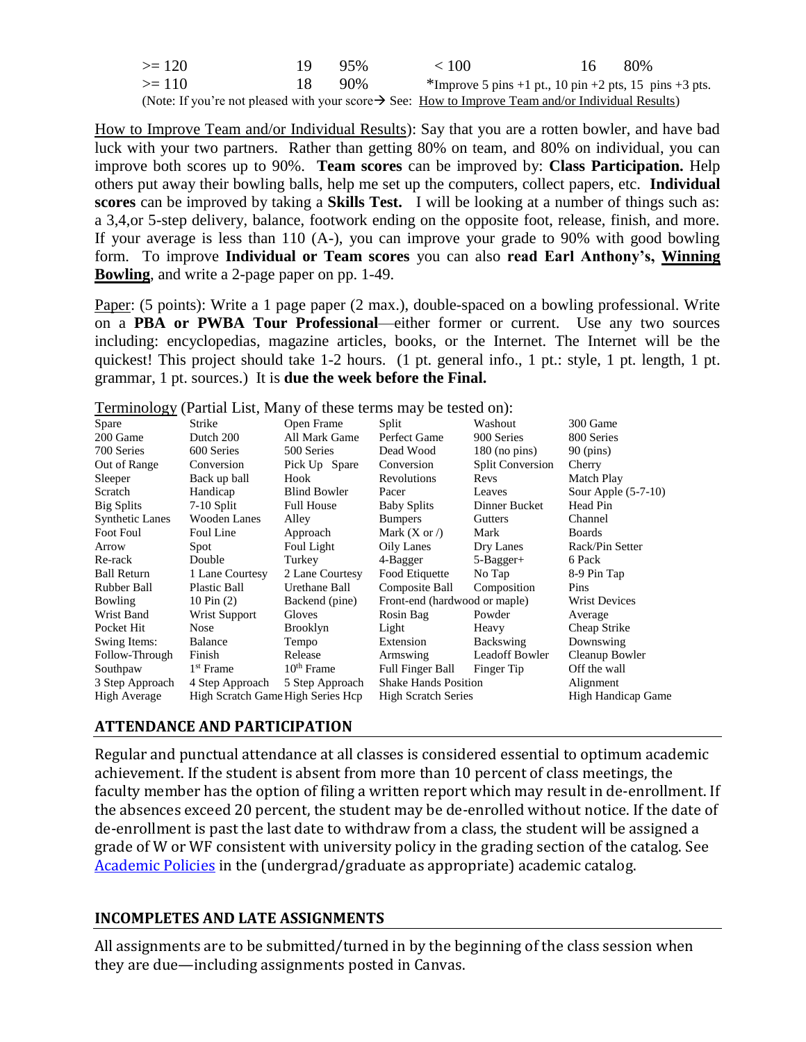| | | | | | |
|---|---|---|---|---|---|
| >= 120 | 19 | 95% | < 100 | 16 | 80% |
| >= 110 | 18 | 90% | *Improve 5 pins +1 pt., 10 pin +2 pts, 15 pins +3 pts. | | |

(Note: If you're not pleased with your score→ See: How to Improve Team and/or Individual Results)

How to Improve Team and/or Individual Results): Say that you are a rotten bowler, and have bad luck with your two partners. Rather than getting 80% on team, and 80% on individual, you can improve both scores up to 90%. **Team scores** can be improved by: **Class Participation.** Help others put away their bowling balls, help me set up the computers, collect papers, etc. **Individual scores** can be improved by taking a **Skills Test.** I will be looking at a number of things such as: a 3,4,or 5-step delivery, balance, footwork ending on the opposite foot, release, finish, and more. If your average is less than 110 (A-), you can improve your grade to 90% with good bowling form. To improve **Individual or Team scores** you can also **read Earl Anthony's, Winning Bowling**, and write a 2-page paper on pp. 1-49.

Paper: (5 points): Write a 1 page paper (2 max.), double-spaced on a bowling professional. Write on a **PBA or PWBA Tour Professional**—either former or current. Use any two sources including: encyclopedias, magazine articles, books, or the Internet. The Internet will be the quickest! This project should take 1-2 hours. (1 pt. general info., 1 pt.: style, 1 pt. length, 1 pt. grammar, 1 pt. sources.) It is **due the week before the Final.**

Terminology (Partial List, Many of these terms may be tested on):

| | | | | | |
|---|---|---|---|---|---|
| Spare | Strike | Open Frame | Split | Washout | 300 Game |
| 200 Game | Dutch 200 | All Mark Game | Perfect Game | 900 Series | 800 Series |
| 700 Series | 600 Series | 500 Series | Dead Wood | 180 (no pins) | 90 (pins) |
| Out of Range | Conversion | Pick Up Spare | Conversion | Split Conversion | Cherry |
| Sleeper | Back up ball | Hook | Revolutions | Revs | Match Play |
| Scratch | Handicap | Blind Bowler | Pacer | Leaves | Sour Apple (5-7-10) |
| Big Splits | 7-10 Split | Full House | Baby Splits | Dinner Bucket | Head Pin |
| Synthetic Lanes | Wooden Lanes | Alley | Bumpers | Gutters | Channel |
| Foot Foul | Foul Line | Approach | Mark (X or /) | Mark | Boards |
| Arrow | Spot | Foul Light | Oily Lanes | Dry Lanes | Rack/Pin Setter |
| Re-rack | Double | Turkey | 4-Bagger | 5-Bagger+ | 6 Pack |
| Ball Return | 1 Lane Courtesy | 2 Lane Courtesy | Food Etiquette | No Tap | 8-9 Pin Tap |
| Rubber Ball | Plastic Ball | Urethane Ball | Composite Ball | Composition | Pins |
| Bowling | 10 Pin (2) | Backend (pine) | Front-end (hardwood or maple) | | Wrist Devices |
| Wrist Band | Wrist Support | Gloves | Rosin Bag | Powder | Average |
| Pocket Hit | Nose | Brooklyn | Light | Heavy | Cheap Strike |
| Swing Items: | Balance | Tempo | Extension | Backswing | Downswing |
| Follow-Through | Finish | Release | Armswing | Leadoff Bowler | Cleanup Bowler |
| Southpaw | 1st Frame | 10th Frame | Full Finger Ball | Finger Tip | Off the wall |
| 3 Step Approach | 4 Step Approach | 5 Step Approach | Shake Hands Position | | Alignment |
| High Average | High Scratch Game | High Series Hcp | High Scratch Series | | High Handicap Game |

## ATTENDANCE AND PARTICIPATION

Regular and punctual attendance at all classes is considered essential to optimum academic achievement. If the student is absent from more than 10 percent of class meetings, the faculty member has the option of filing a written report which may result in de-enrollment. If the absences exceed 20 percent, the student may be de-enrolled without notice. If the date of de-enrollment is past the last date to withdraw from a class, the student will be assigned a grade of W or WF consistent with university policy in the grading section of the catalog. See Academic Policies in the (undergrad/graduate as appropriate) academic catalog.

## INCOMPLETES AND LATE ASSIGNMENTS

All assignments are to be submitted/turned in by the beginning of the class session when they are due—including assignments posted in Canvas.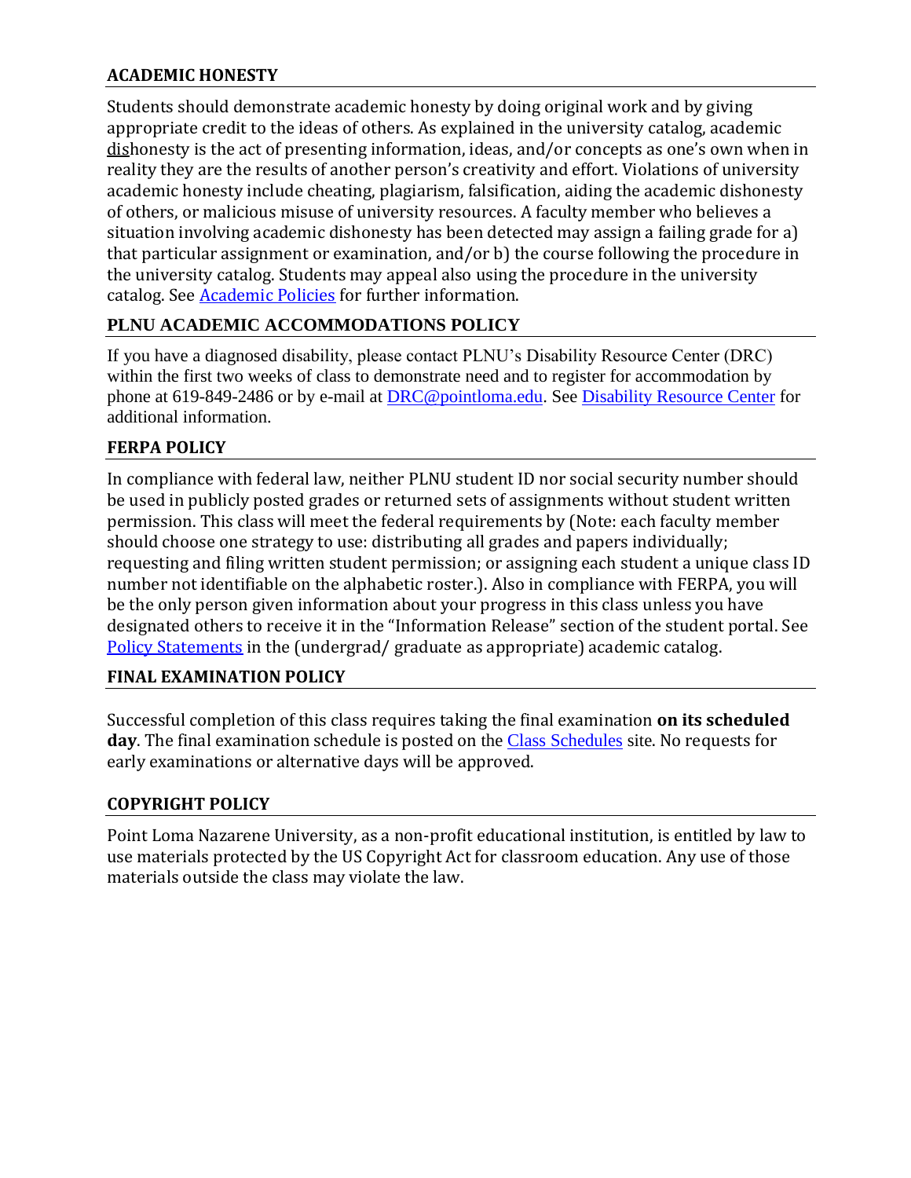## ACADEMIC HONESTY

Students should demonstrate academic honesty by doing original work and by giving appropriate credit to the ideas of others. As explained in the university catalog, academic dishonesty is the act of presenting information, ideas, and/or concepts as one's own when in reality they are the results of another person's creativity and effort. Violations of university academic honesty include cheating, plagiarism, falsification, aiding the academic dishonesty of others, or malicious misuse of university resources. A faculty member who believes a situation involving academic dishonesty has been detected may assign a failing grade for a) that particular assignment or examination, and/or b) the course following the procedure in the university catalog. Students may appeal also using the procedure in the university catalog. See Academic Policies for further information.

## PLNU ACADEMIC ACCOMMODATIONS POLICY

If you have a diagnosed disability, please contact PLNU's Disability Resource Center (DRC) within the first two weeks of class to demonstrate need and to register for accommodation by phone at 619-849-2486 or by e-mail at DRC@pointloma.edu. See Disability Resource Center for additional information.

## FERPA POLICY

In compliance with federal law, neither PLNU student ID nor social security number should be used in publicly posted grades or returned sets of assignments without student written permission. This class will meet the federal requirements by (Note: each faculty member should choose one strategy to use: distributing all grades and papers individually; requesting and filing written student permission; or assigning each student a unique class ID number not identifiable on the alphabetic roster.). Also in compliance with FERPA, you will be the only person given information about your progress in this class unless you have designated others to receive it in the "Information Release" section of the student portal. See Policy Statements in the (undergrad/ graduate as appropriate) academic catalog.

## FINAL EXAMINATION POLICY

Successful completion of this class requires taking the final examination **on its scheduled day**. The final examination schedule is posted on the Class Schedules site. No requests for early examinations or alternative days will be approved.

## COPYRIGHT POLICY

Point Loma Nazarene University, as a non-profit educational institution, is entitled by law to use materials protected by the US Copyright Act for classroom education. Any use of those materials outside the class may violate the law.